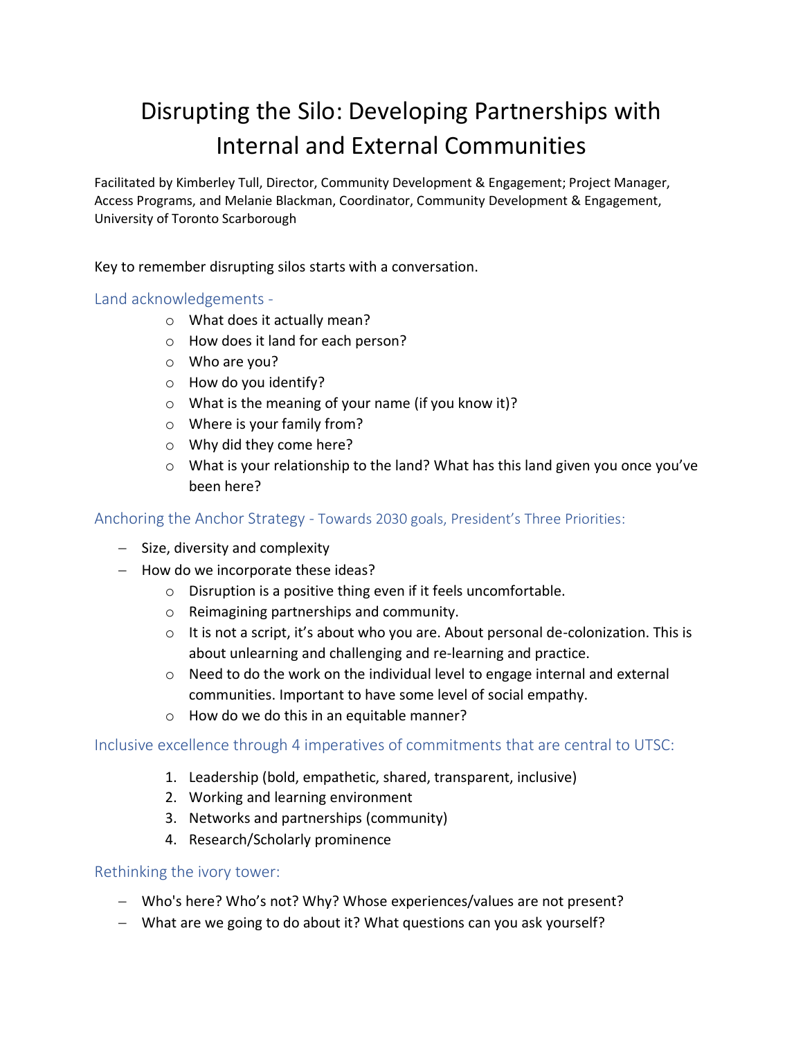# Disrupting the Silo: Developing Partnerships with Internal and External Communities

Facilitated by Kimberley Tull, Director, Community Development & Engagement; Project Manager, Access Programs, and Melanie Blackman, Coordinator, Community Development & Engagement, University of Toronto Scarborough

Key to remember disrupting silos starts with a conversation.

## Land acknowledgements -

- What does it actually mean?
- How does it land for each person?
- Who are you?
- How do you identify?
- What is the meaning of your name (if you know it)?
- Where is your family from?
- Why did they come here?
- What is your relationship to the land? What has this land given you once you've been here?

## Anchoring the Anchor Strategy - Towards 2030 goals, President's Three Priorities:

- Size, diversity and complexity
- How do we incorporate these ideas?
  - Disruption is a positive thing even if it feels uncomfortable.
  - Reimagining partnerships and community.
  - It is not a script, it's about who you are. About personal de-colonization. This is about unlearning and challenging and re-learning and practice.
  - Need to do the work on the individual level to engage internal and external communities. Important to have some level of social empathy.
  - How do we do this in an equitable manner?

## Inclusive excellence through 4 imperatives of commitments that are central to UTSC:

1. Leadership (bold, empathetic, shared, transparent, inclusive)
2. Working and learning environment
3. Networks and partnerships (community)
4. Research/Scholarly prominence

## Rethinking the ivory tower:

- Who's here? Who's not? Why? Whose experiences/values are not present?
- What are we going to do about it? What questions can you ask yourself?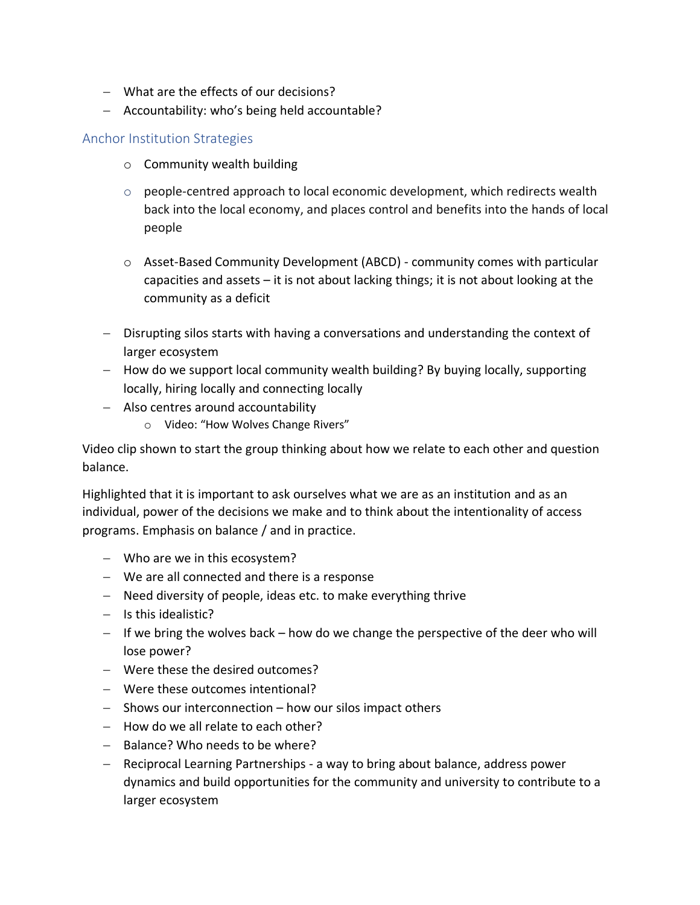- What are the effects of our decisions?
- Accountability: who's being held accountable?

## Anchor Institution Strategies

- Community wealth building
- people-centred approach to local economic development, which redirects wealth back into the local economy, and places control and benefits into the hands of local people
- Asset-Based Community Development (ABCD) - community comes with particular capacities and assets – it is not about lacking things; it is not about looking at the community as a deficit

- Disrupting silos starts with having a conversations and understanding the context of larger ecosystem
- How do we support local community wealth building? By buying locally, supporting locally, hiring locally and connecting locally
- Also centres around accountability
  - Video: "How Wolves Change Rivers"

Video clip shown to start the group thinking about how we relate to each other and question balance.

Highlighted that it is important to ask ourselves what we are as an institution and as an individual, power of the decisions we make and to think about the intentionality of access programs. Emphasis on balance / and in practice.

- Who are we in this ecosystem?
- We are all connected and there is a response
- Need diversity of people, ideas etc. to make everything thrive
- Is this idealistic?
- If we bring the wolves back – how do we change the perspective of the deer who will lose power?
- Were these the desired outcomes?
- Were these outcomes intentional?
- Shows our interconnection – how our silos impact others
- How do we all relate to each other?
- Balance? Who needs to be where?
- Reciprocal Learning Partnerships - a way to bring about balance, address power dynamics and build opportunities for the community and university to contribute to a larger ecosystem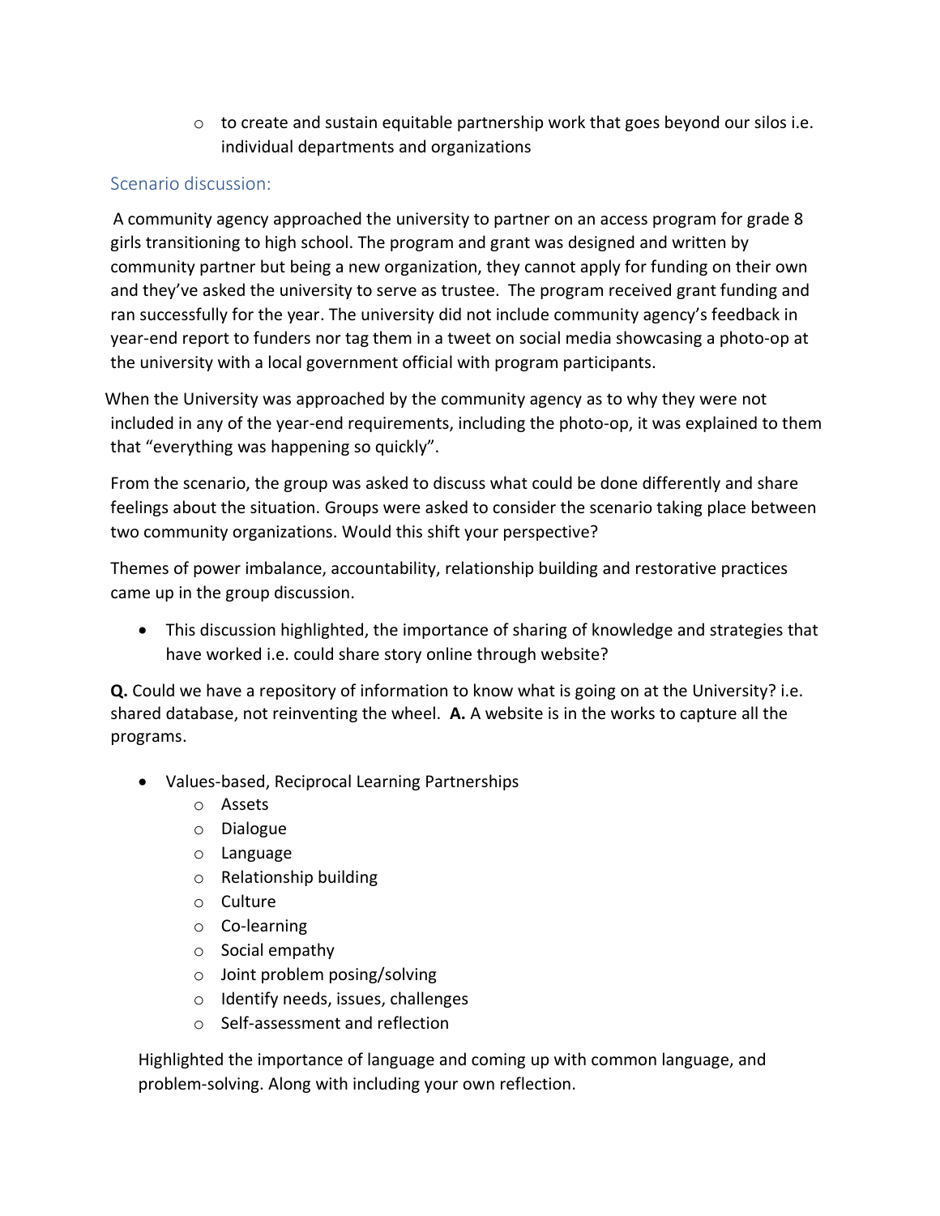- to create and sustain equitable partnership work that goes beyond our silos i.e. individual departments and organizations

## Scenario discussion:

A community agency approached the university to partner on an access program for grade 8 girls transitioning to high school. The program and grant was designed and written by community partner but being a new organization, they cannot apply for funding on their own and they've asked the university to serve as trustee. The program received grant funding and ran successfully for the year. The university did not include community agency's feedback in year-end report to funders nor tag them in a tweet on social media showcasing a photo-op at the university with a local government official with program participants.

When the University was approached by the community agency as to why they were not included in any of the year-end requirements, including the photo-op, it was explained to them that "everything was happening so quickly".

From the scenario, the group was asked to discuss what could be done differently and share feelings about the situation. Groups were asked to consider the scenario taking place between two community organizations. Would this shift your perspective?

Themes of power imbalance, accountability, relationship building and restorative practices came up in the group discussion.

- This discussion highlighted, the importance of sharing of knowledge and strategies that have worked i.e. could share story online through website?

**Q.** Could we have a repository of information to know what is going on at the University? i.e. shared database, not reinventing the wheel. **A.** A website is in the works to capture all the programs.

- Values-based, Reciprocal Learning Partnerships
  - Assets
  - Dialogue
  - Language
  - Relationship building
  - Culture
  - Co-learning
  - Social empathy
  - Joint problem posing/solving
  - Identify needs, issues, challenges
  - Self-assessment and reflection

Highlighted the importance of language and coming up with common language, and problem-solving. Along with including your own reflection.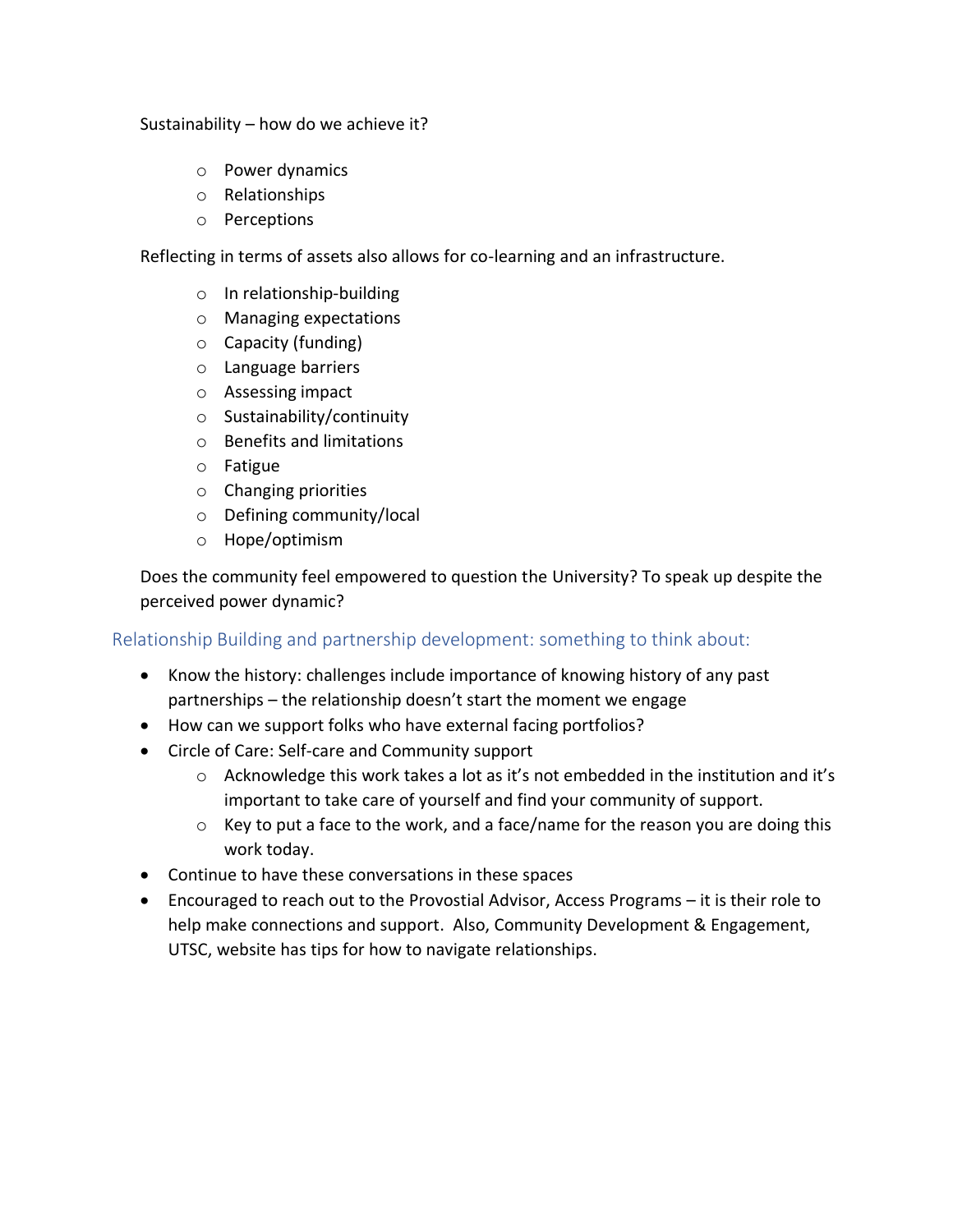Sustainability – how do we achieve it?

- Power dynamics
- Relationships
- Perceptions

Reflecting in terms of assets also allows for co-learning and an infrastructure.

- In relationship-building
- Managing expectations
- Capacity (funding)
- Language barriers
- Assessing impact
- Sustainability/continuity
- Benefits and limitations
- Fatigue
- Changing priorities
- Defining community/local
- Hope/optimism

Does the community feel empowered to question the University? To speak up despite the perceived power dynamic?

## Relationship Building and partnership development: something to think about:

- Know the history: challenges include importance of knowing history of any past partnerships – the relationship doesn't start the moment we engage
- How can we support folks who have external facing portfolios?
- Circle of Care: Self-care and Community support
  - Acknowledge this work takes a lot as it's not embedded in the institution and it's important to take care of yourself and find your community of support.
  - Key to put a face to the work, and a face/name for the reason you are doing this work today.
- Continue to have these conversations in these spaces
- Encouraged to reach out to the Provostial Advisor, Access Programs – it is their role to help make connections and support. Also, Community Development & Engagement, UTSC, website has tips for how to navigate relationships.